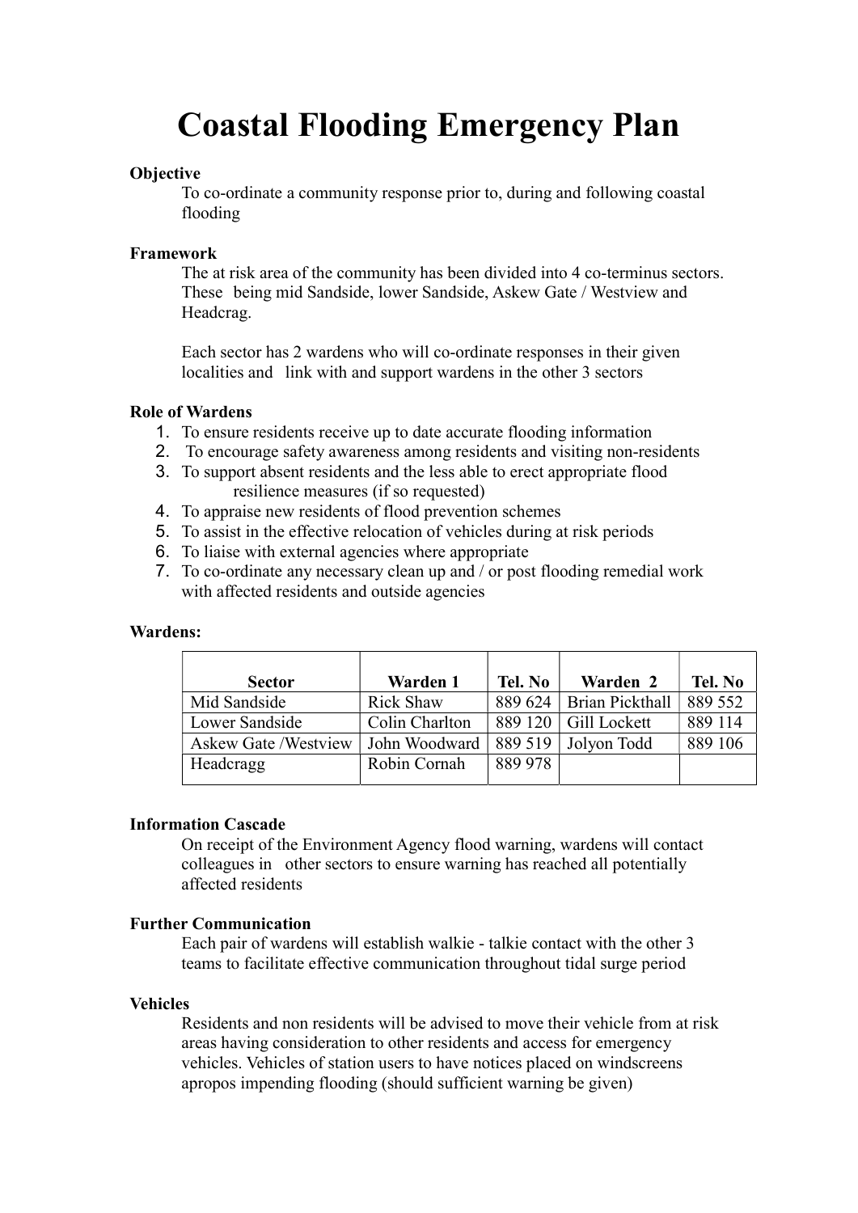# Coastal Flooding Emergency Plan

**Objective**

To co-ordinate a community response prior to, during and following coastal flooding

**Framework**

The at risk area of the community has been divided into 4 co-terminus sectors. These being mid Sandside, lower Sandside, Askew Gate / Westview and Headcrag.

Each sector has 2 wardens who will co-ordinate responses in their given localities and link with and support wardens in the other 3 sectors

**Role of Wardens**

1. To ensure residents receive up to date accurate flooding information
2. To encourage safety awareness among residents and visiting non-residents
3. To support absent residents and the less able to erect appropriate flood resilience measures (if so requested)
4. To appraise new residents of flood prevention schemes
5. To assist in the effective relocation of vehicles during at risk periods
6. To liaise with external agencies where appropriate
7. To co-ordinate any necessary clean up and / or post flooding remedial work with affected residents and outside agencies

**Wardens:**

| Sector | Warden 1 | Tel. No | Warden 2 | Tel. No |
|---|---|---|---|---|
| Mid Sandside | Rick Shaw | 889 624 | Brian Pickthall | 889 552 |
| Lower Sandside | Colin Charlton | 889 120 | Gill Lockett | 889 114 |
| Askew Gate /Westview | John Woodward | 889 519 | Jolyon Todd | 889 106 |
| Headcragg | Robin Cornah | 889 978 | | |

**Information Cascade**

On receipt of the Environment Agency flood warning, wardens will contact colleagues in other sectors to ensure warning has reached all potentially affected residents

**Further Communication**

Each pair of wardens will establish walkie - talkie contact with the other 3 teams to facilitate effective communication throughout tidal surge period

**Vehicles**

Residents and non residents will be advised to move their vehicle from at risk areas having consideration to other residents and access for emergency vehicles. Vehicles of station users to have notices placed on windscreens apropos impending flooding (should sufficient warning be given)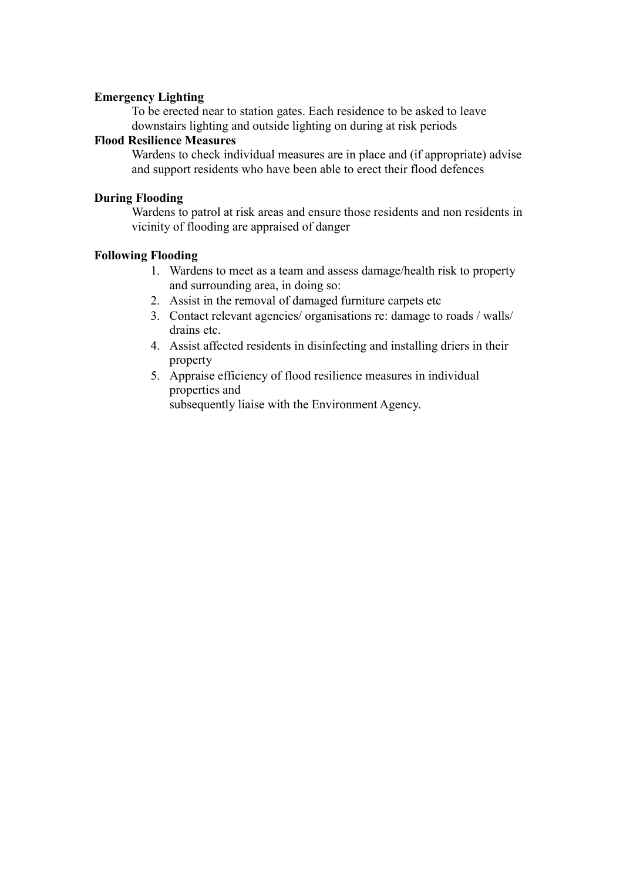**Emergency Lighting**

To be erected near to station gates. Each residence to be asked to leave downstairs lighting and outside lighting on during at risk periods

**Flood Resilience Measures**

Wardens to check individual measures are in place and (if appropriate) advise and support residents who have been able to erect their flood defences

**During Flooding**

Wardens to patrol at risk areas and ensure those residents and non residents in vicinity of flooding are appraised of danger

**Following Flooding**

1. Wardens to meet as a team and assess damage/health risk to property and surrounding area, in doing so:
2. Assist in the removal of damaged furniture carpets etc
3. Contact relevant agencies/ organisations re: damage to roads / walls/ drains etc.
4. Assist affected residents in disinfecting and installing driers in their property
5. Appraise efficiency of flood resilience measures in individual properties and
   subsequently liaise with the Environment Agency.